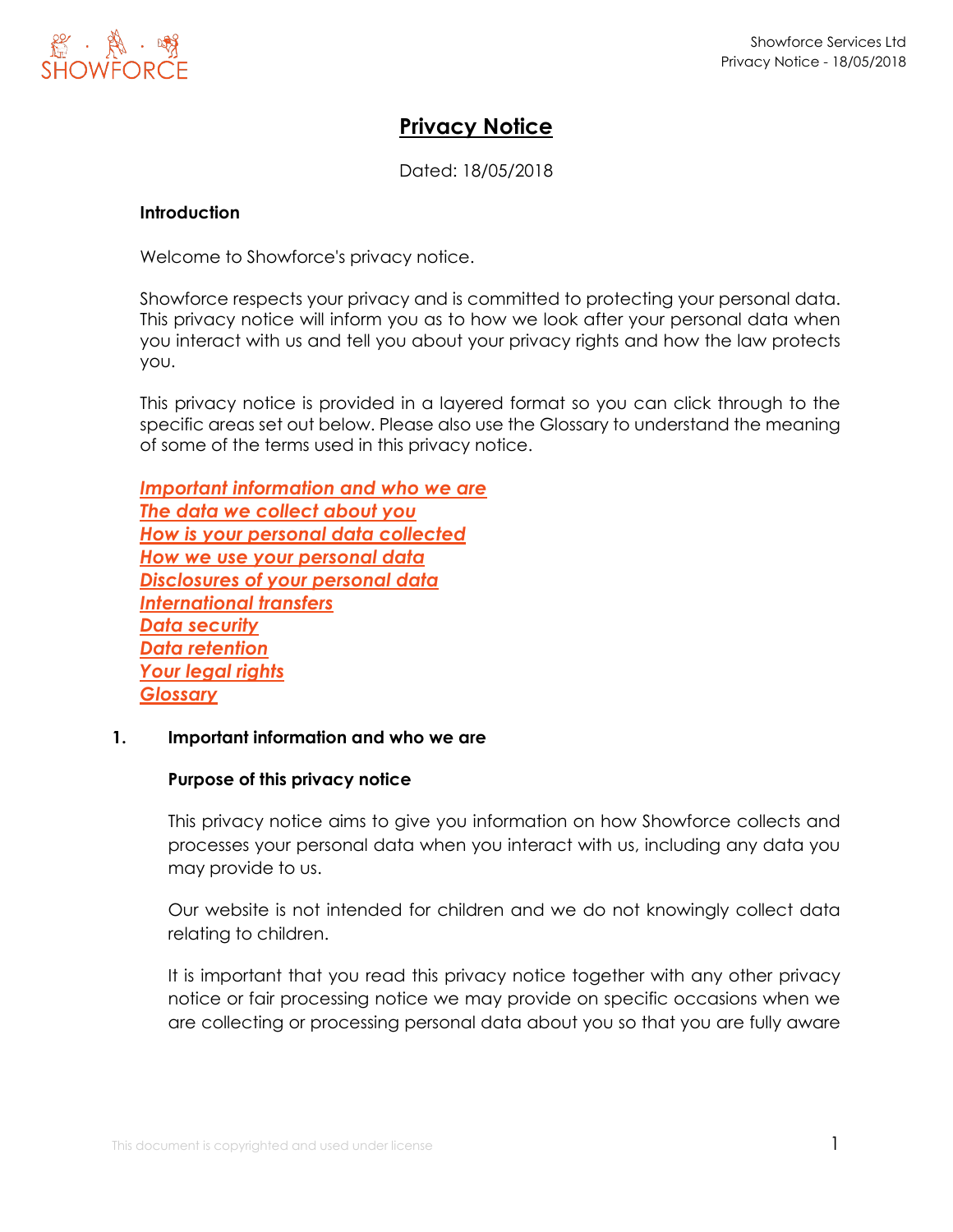# Privacy Notice

Dated: 18/05/2018

**Introduction**

Welcome to Showforce's privacy notice.

Showforce respects your privacy and is committed to protecting your personal data. This privacy notice will inform you as to how we look after your personal data when you interact with us and tell you about your privacy rights and how the law protects you.

This privacy notice is provided in a layered format so you can click through to the specific areas set out below. Please also use the Glossary to understand the meaning of some of the terms used in this privacy notice.

***Important information and who we are***
***The data we collect about you***
***How is your personal data collected***
***How we use your personal data***
***Disclosures of your personal data***
***International transfers***
***Data security***
***Data retention***
***Your legal rights***
***Glossary***

## 1. Important information and who we are

**Purpose of this privacy notice**

This privacy notice aims to give you information on how Showforce collects and processes your personal data when you interact with us, including any data you may provide to us.

Our website is not intended for children and we do not knowingly collect data relating to children.

It is important that you read this privacy notice together with any other privacy notice or fair processing notice we may provide on specific occasions when we are collecting or processing personal data about you so that you are fully aware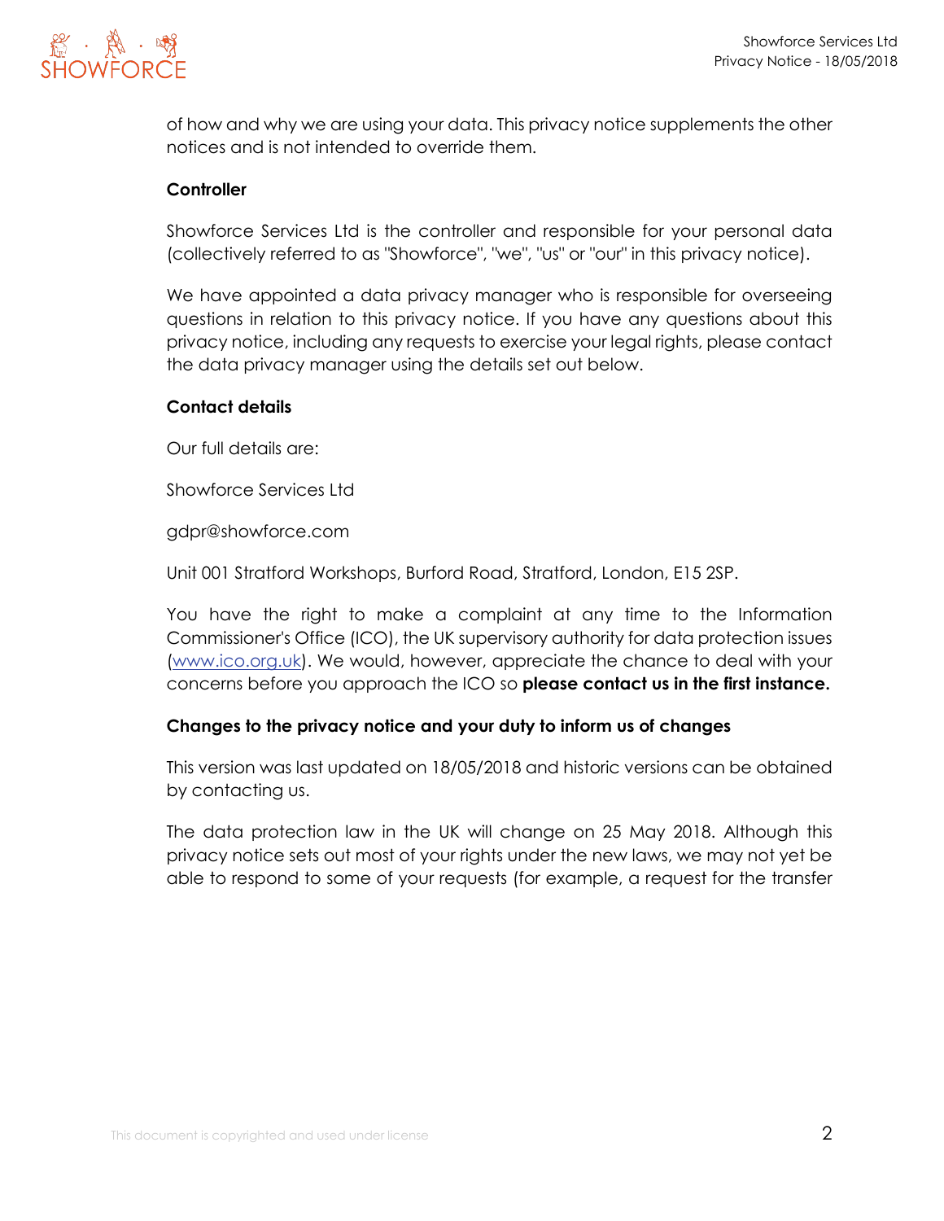of how and why we are using your data. This privacy notice supplements the other notices and is not intended to override them.

**Controller**

Showforce Services Ltd is the controller and responsible for your personal data (collectively referred to as "Showforce", "we", "us" or "our" in this privacy notice).

We have appointed a data privacy manager who is responsible for overseeing questions in relation to this privacy notice. If you have any questions about this privacy notice, including any requests to exercise your legal rights, please contact the data privacy manager using the details set out below.

**Contact details**

Our full details are:

Showforce Services Ltd

gdpr@showforce.com

Unit 001 Stratford Workshops, Burford Road, Stratford, London, E15 2SP.

You have the right to make a complaint at any time to the Information Commissioner's Office (ICO), the UK supervisory authority for data protection issues ([www.ico.org.uk](www.ico.org.uk)). We would, however, appreciate the chance to deal with your concerns before you approach the ICO so **please contact us in the first instance.**

**Changes to the privacy notice and your duty to inform us of changes**

This version was last updated on 18/05/2018 and historic versions can be obtained by contacting us.

The data protection law in the UK will change on 25 May 2018. Although this privacy notice sets out most of your rights under the new laws, we may not yet be able to respond to some of your requests (for example, a request for the transfer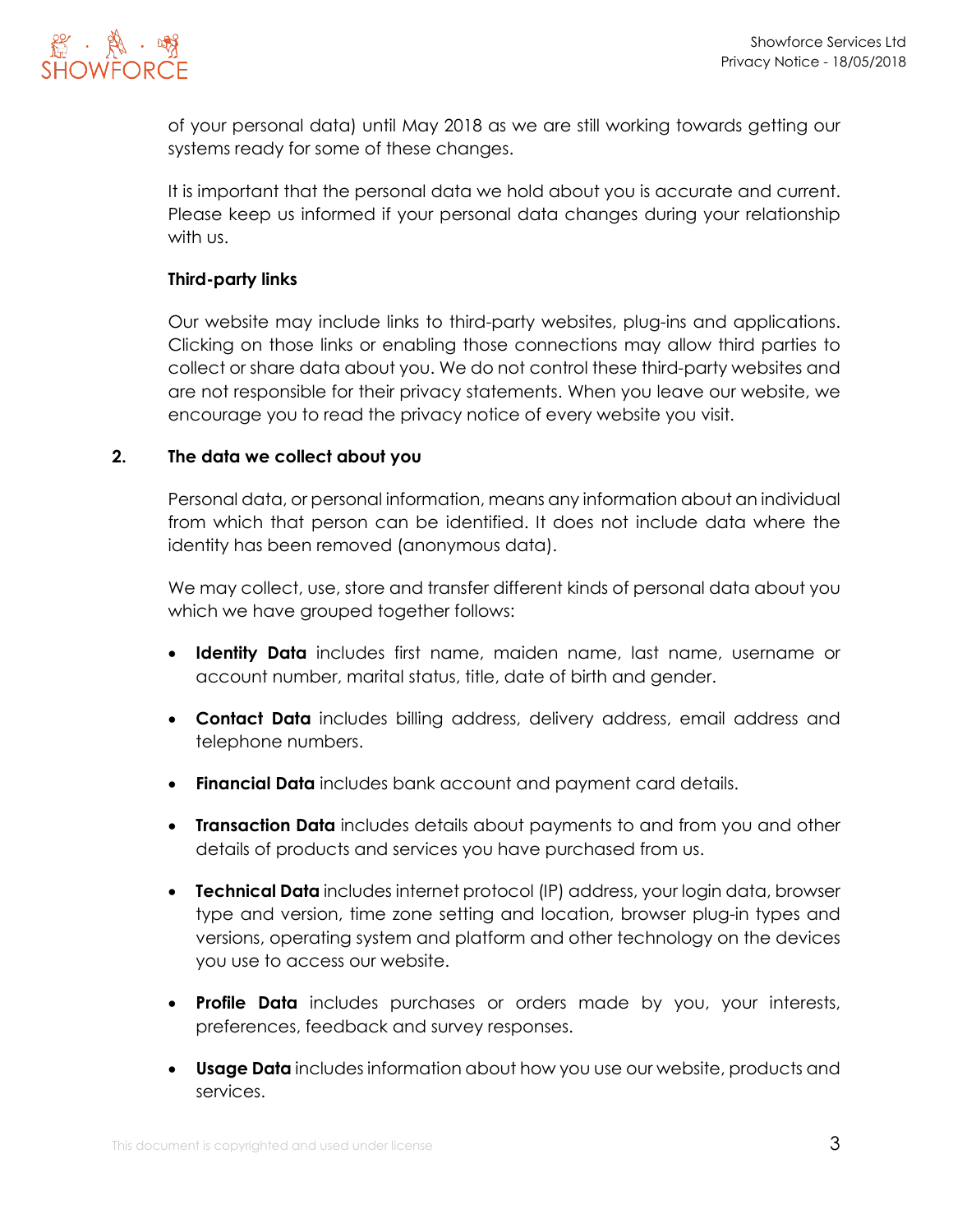of your personal data) until May 2018 as we are still working towards getting our systems ready for some of these changes.

It is important that the personal data we hold about you is accurate and current. Please keep us informed if your personal data changes during your relationship with us.

**Third-party links**

Our website may include links to third-party websites, plug-ins and applications. Clicking on those links or enabling those connections may allow third parties to collect or share data about you. We do not control these third-party websites and are not responsible for their privacy statements. When you leave our website, we encourage you to read the privacy notice of every website you visit.

## 2. The data we collect about you

Personal data, or personal information, means any information about an individual from which that person can be identified. It does not include data where the identity has been removed (anonymous data).

We may collect, use, store and transfer different kinds of personal data about you which we have grouped together follows:

- **Identity Data** includes first name, maiden name, last name, username or account number, marital status, title, date of birth and gender.
- **Contact Data** includes billing address, delivery address, email address and telephone numbers.
- **Financial Data** includes bank account and payment card details.
- **Transaction Data** includes details about payments to and from you and other details of products and services you have purchased from us.
- **Technical Data** includes internet protocol (IP) address, your login data, browser type and version, time zone setting and location, browser plug-in types and versions, operating system and platform and other technology on the devices you use to access our website.
- **Profile Data** includes purchases or orders made by you, your interests, preferences, feedback and survey responses.
- **Usage Data** includes information about how you use our website, products and services.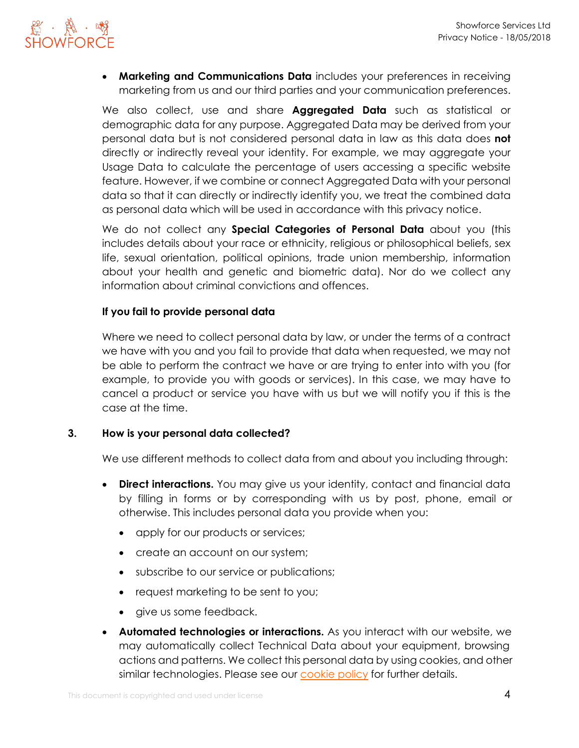- **Marketing and Communications Data** includes your preferences in receiving marketing from us and our third parties and your communication preferences.

We also collect, use and share **Aggregated Data** such as statistical or demographic data for any purpose. Aggregated Data may be derived from your personal data but is not considered personal data in law as this data does **not** directly or indirectly reveal your identity. For example, we may aggregate your Usage Data to calculate the percentage of users accessing a specific website feature. However, if we combine or connect Aggregated Data with your personal data so that it can directly or indirectly identify you, we treat the combined data as personal data which will be used in accordance with this privacy notice.

We do not collect any **Special Categories of Personal Data** about you (this includes details about your race or ethnicity, religious or philosophical beliefs, sex life, sexual orientation, political opinions, trade union membership, information about your health and genetic and biometric data). Nor do we collect any information about criminal convictions and offences.

**If you fail to provide personal data**

Where we need to collect personal data by law, or under the terms of a contract we have with you and you fail to provide that data when requested, we may not be able to perform the contract we have or are trying to enter into with you (for example, to provide you with goods or services). In this case, we may have to cancel a product or service you have with us but we will notify you if this is the case at the time.

## 3. How is your personal data collected?

We use different methods to collect data from and about you including through:

- **Direct interactions.** You may give us your identity, contact and financial data by filling in forms or by corresponding with us by post, phone, email or otherwise. This includes personal data you provide when you:
  - apply for our products or services;
  - create an account on our system;
  - subscribe to our service or publications;
  - request marketing to be sent to you;
  - give us some feedback.
- **Automated technologies or interactions.** As you interact with our website, we may automatically collect Technical Data about your equipment, browsing actions and patterns. We collect this personal data by using cookies, and other similar technologies. Please see our cookie policy for further details.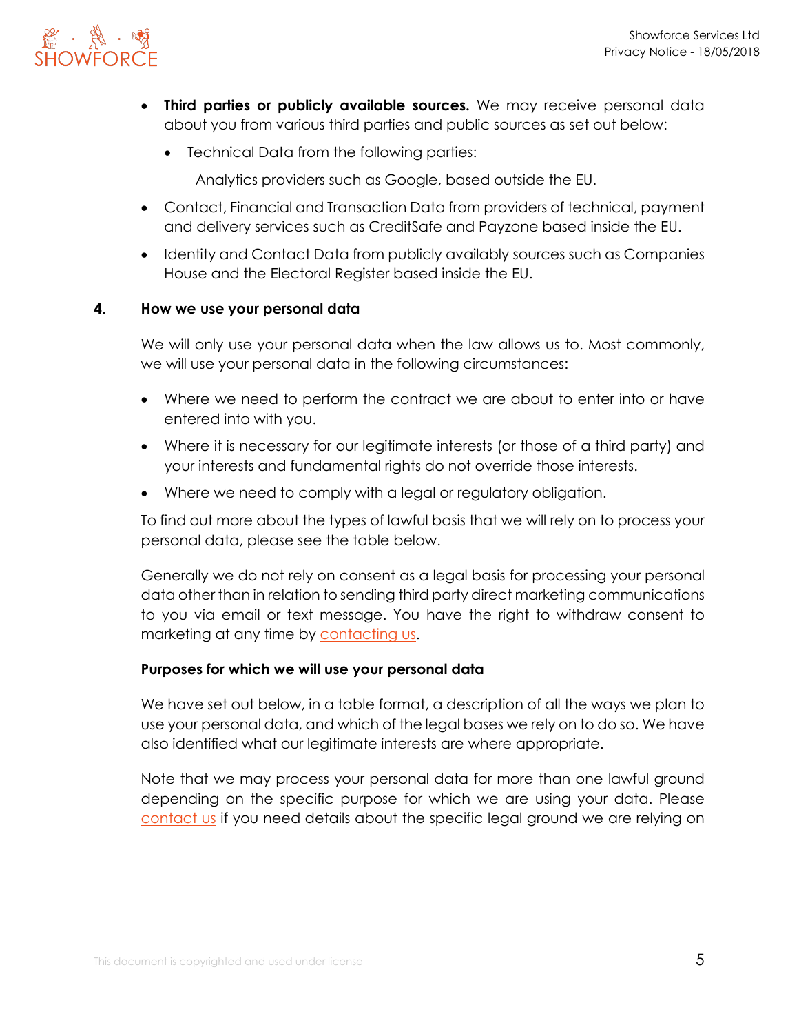- **Third parties or publicly available sources.** We may receive personal data about you from various third parties and public sources as set out below:
  - Technical Data from the following parties:

    Analytics providers such as Google, based outside the EU.

- Contact, Financial and Transaction Data from providers of technical, payment and delivery services such as CreditSafe and Payzone based inside the EU.
- Identity and Contact Data from publicly availably sources such as Companies House and the Electoral Register based inside the EU.

## 4. How we use your personal data

We will only use your personal data when the law allows us to. Most commonly, we will use your personal data in the following circumstances:

- Where we need to perform the contract we are about to enter into or have entered into with you.
- Where it is necessary for our legitimate interests (or those of a third party) and your interests and fundamental rights do not override those interests.
- Where we need to comply with a legal or regulatory obligation.

To find out more about the types of lawful basis that we will rely on to process your personal data, please see the table below.

Generally we do not rely on consent as a legal basis for processing your personal data other than in relation to sending third party direct marketing communications to you via email or text message. You have the right to withdraw consent to marketing at any time by contacting us.

### Purposes for which we will use your personal data

We have set out below, in a table format, a description of all the ways we plan to use your personal data, and which of the legal bases we rely on to do so. We have also identified what our legitimate interests are where appropriate.

Note that we may process your personal data for more than one lawful ground depending on the specific purpose for which we are using your data. Please contact us if you need details about the specific legal ground we are relying on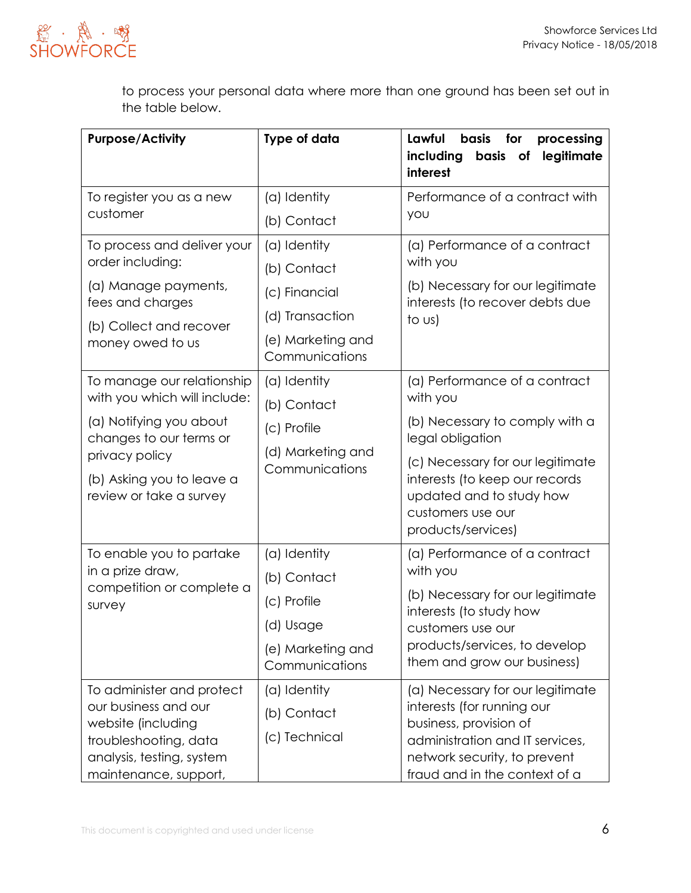to process your personal data where more than one ground has been set out in the table below.

| Purpose/Activity | Type of data | Lawful basis for processing including basis of legitimate interest |
|---|---|---|
| To register you as a new customer | (a) Identity<br>(b) Contact | Performance of a contract with you |
| To process and deliver your order including:<br>(a) Manage payments, fees and charges<br>(b) Collect and recover money owed to us | (a) Identity<br>(b) Contact<br>(c) Financial<br>(d) Transaction<br>(e) Marketing and Communications | (a) Performance of a contract with you<br>(b) Necessary for our legitimate interests (to recover debts due to us) |
| To manage our relationship with you which will include:<br>(a) Notifying you about changes to our terms or privacy policy<br>(b) Asking you to leave a review or take a survey | (a) Identity<br>(b) Contact<br>(c) Profile<br>(d) Marketing and Communications | (a) Performance of a contract with you<br>(b) Necessary to comply with a legal obligation<br>(c) Necessary for our legitimate interests (to keep our records updated and to study how customers use our products/services) |
| To enable you to partake in a prize draw, competition or complete a survey | (a) Identity<br>(b) Contact<br>(c) Profile<br>(d) Usage<br>(e) Marketing and Communications | (a) Performance of a contract with you<br>(b) Necessary for our legitimate interests (to study how customers use our products/services, to develop them and grow our business) |
| To administer and protect our business and our website (including troubleshooting, data analysis, testing, system maintenance, support, | (a) Identity<br>(b) Contact<br>(c) Technical | (a) Necessary for our legitimate interests (for running our business, provision of administration and IT services, network security, to prevent fraud and in the context of a |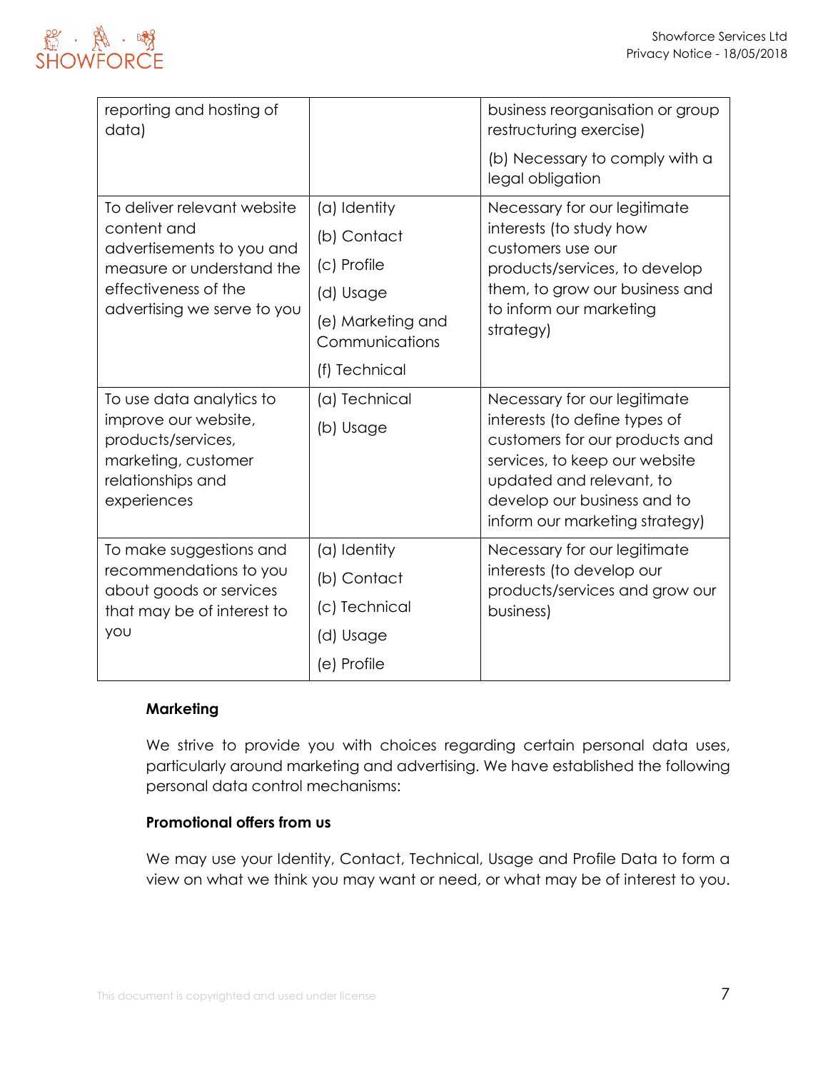| | | |
|---|---|---|
| reporting and hosting of data) | | business reorganisation or group restructuring exercise)<br><br>(b) Necessary to comply with a legal obligation |
| To deliver relevant website content and advertisements to you and measure or understand the effectiveness of the advertising we serve to you | (a) Identity<br>(b) Contact<br>(c) Profile<br>(d) Usage<br>(e) Marketing and Communications<br>(f) Technical | Necessary for our legitimate interests (to study how customers use our products/services, to develop them, to grow our business and to inform our marketing strategy) |
| To use data analytics to improve our website, products/services, marketing, customer relationships and experiences | (a) Technical<br>(b) Usage | Necessary for our legitimate interests (to define types of customers for our products and services, to keep our website updated and relevant, to develop our business and to inform our marketing strategy) |
| To make suggestions and recommendations to you about goods or services that may be of interest to you | (a) Identity<br>(b) Contact<br>(c) Technical<br>(d) Usage<br>(e) Profile | Necessary for our legitimate interests (to develop our products/services and grow our business) |

**Marketing**

We strive to provide you with choices regarding certain personal data uses, particularly around marketing and advertising. We have established the following personal data control mechanisms:

**Promotional offers from us**

We may use your Identity, Contact, Technical, Usage and Profile Data to form a view on what we think you may want or need, or what may be of interest to you.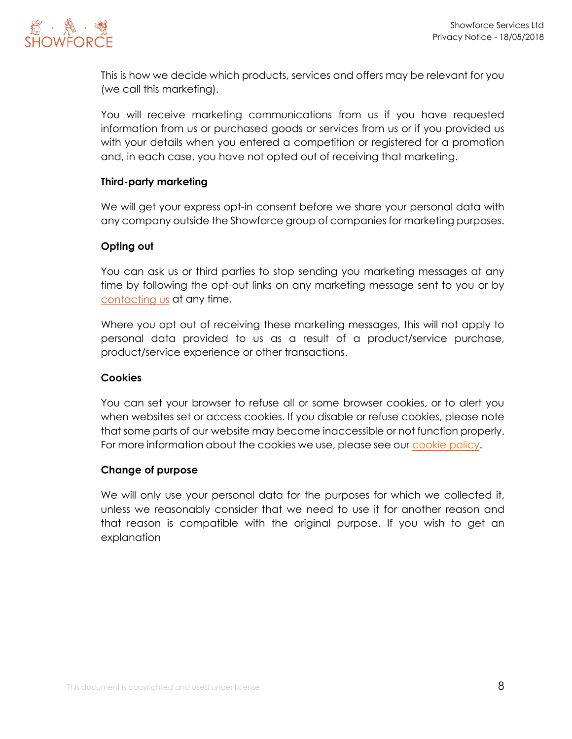This is how we decide which products, services and offers may be relevant for you (we call this marketing).

You will receive marketing communications from us if you have requested information from us or purchased goods or services from us or if you provided us with your details when you entered a competition or registered for a promotion and, in each case, you have not opted out of receiving that marketing.

**Third-party marketing**

We will get your express opt-in consent before we share your personal data with any company outside the Showforce group of companies for marketing purposes.

**Opting out**

You can ask us or third parties to stop sending you marketing messages at any time by following the opt-out links on any marketing message sent to you or by contacting us at any time.

Where you opt out of receiving these marketing messages, this will not apply to personal data provided to us as a result of a product/service purchase, product/service experience or other transactions.

**Cookies**

You can set your browser to refuse all or some browser cookies, or to alert you when websites set or access cookies. If you disable or refuse cookies, please note that some parts of our website may become inaccessible or not function properly. For more information about the cookies we use, please see our cookie policy.

**Change of purpose**

We will only use your personal data for the purposes for which we collected it, unless we reasonably consider that we need to use it for another reason and that reason is compatible with the original purpose. If you wish to get an explanation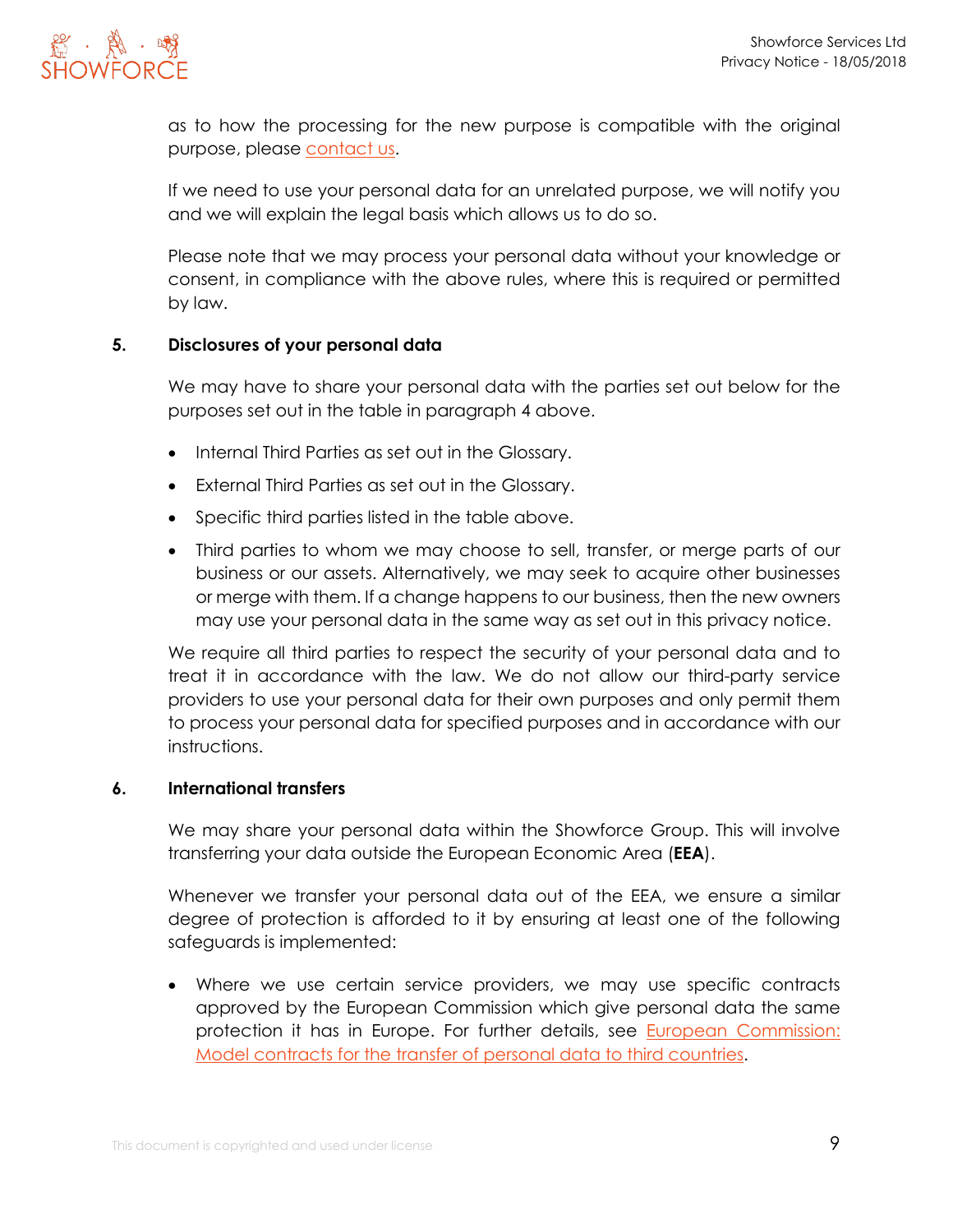as to how the processing for the new purpose is compatible with the original purpose, please contact us.

If we need to use your personal data for an unrelated purpose, we will notify you and we will explain the legal basis which allows us to do so.

Please note that we may process your personal data without your knowledge or consent, in compliance with the above rules, where this is required or permitted by law.

## 5. Disclosures of your personal data

We may have to share your personal data with the parties set out below for the purposes set out in the table in paragraph 4 above.

- Internal Third Parties as set out in the Glossary.
- External Third Parties as set out in the Glossary.
- Specific third parties listed in the table above.
- Third parties to whom we may choose to sell, transfer, or merge parts of our business or our assets. Alternatively, we may seek to acquire other businesses or merge with them. If a change happens to our business, then the new owners may use your personal data in the same way as set out in this privacy notice.

We require all third parties to respect the security of your personal data and to treat it in accordance with the law. We do not allow our third-party service providers to use your personal data for their own purposes and only permit them to process your personal data for specified purposes and in accordance with our instructions.

## 6. International transfers

We may share your personal data within the Showforce Group. This will involve transferring your data outside the European Economic Area (**EEA**).

Whenever we transfer your personal data out of the EEA, we ensure a similar degree of protection is afforded to it by ensuring at least one of the following safeguards is implemented:

- Where we use certain service providers, we may use specific contracts approved by the European Commission which give personal data the same protection it has in Europe. For further details, see European Commission: Model contracts for the transfer of personal data to third countries.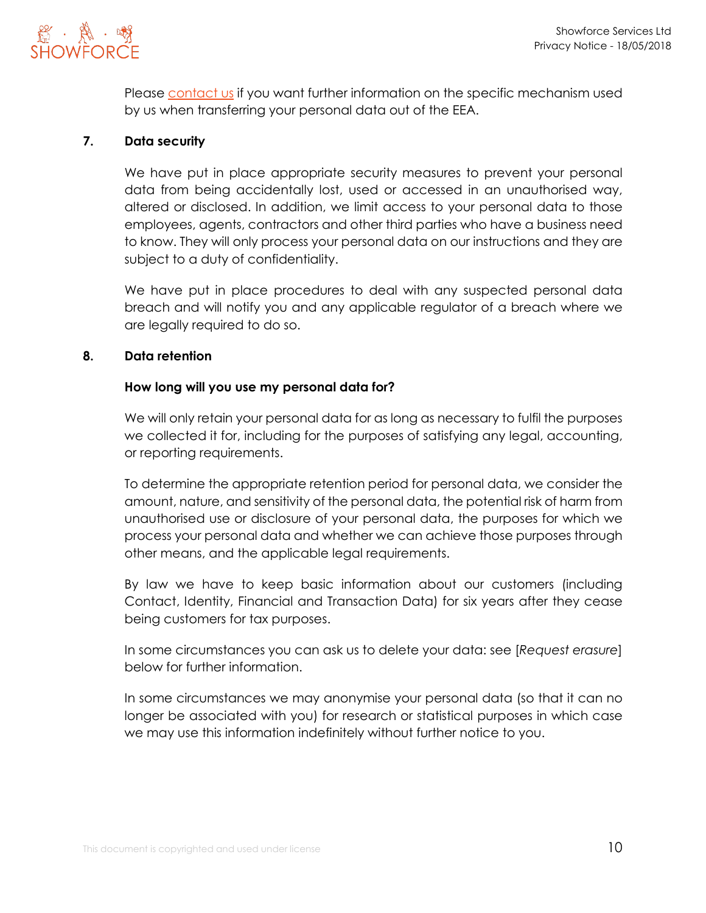Please contact us if you want further information on the specific mechanism used by us when transferring your personal data out of the EEA.

## 7. Data security

We have put in place appropriate security measures to prevent your personal data from being accidentally lost, used or accessed in an unauthorised way, altered or disclosed. In addition, we limit access to your personal data to those employees, agents, contractors and other third parties who have a business need to know. They will only process your personal data on our instructions and they are subject to a duty of confidentiality.

We have put in place procedures to deal with any suspected personal data breach and will notify you and any applicable regulator of a breach where we are legally required to do so.

## 8. Data retention

### How long will you use my personal data for?

We will only retain your personal data for as long as necessary to fulfil the purposes we collected it for, including for the purposes of satisfying any legal, accounting, or reporting requirements.

To determine the appropriate retention period for personal data, we consider the amount, nature, and sensitivity of the personal data, the potential risk of harm from unauthorised use or disclosure of your personal data, the purposes for which we process your personal data and whether we can achieve those purposes through other means, and the applicable legal requirements.

By law we have to keep basic information about our customers (including Contact, Identity, Financial and Transaction Data) for six years after they cease being customers for tax purposes.

In some circumstances you can ask us to delete your data: see [*Request erasure*] below for further information.

In some circumstances we may anonymise your personal data (so that it can no longer be associated with you) for research or statistical purposes in which case we may use this information indefinitely without further notice to you.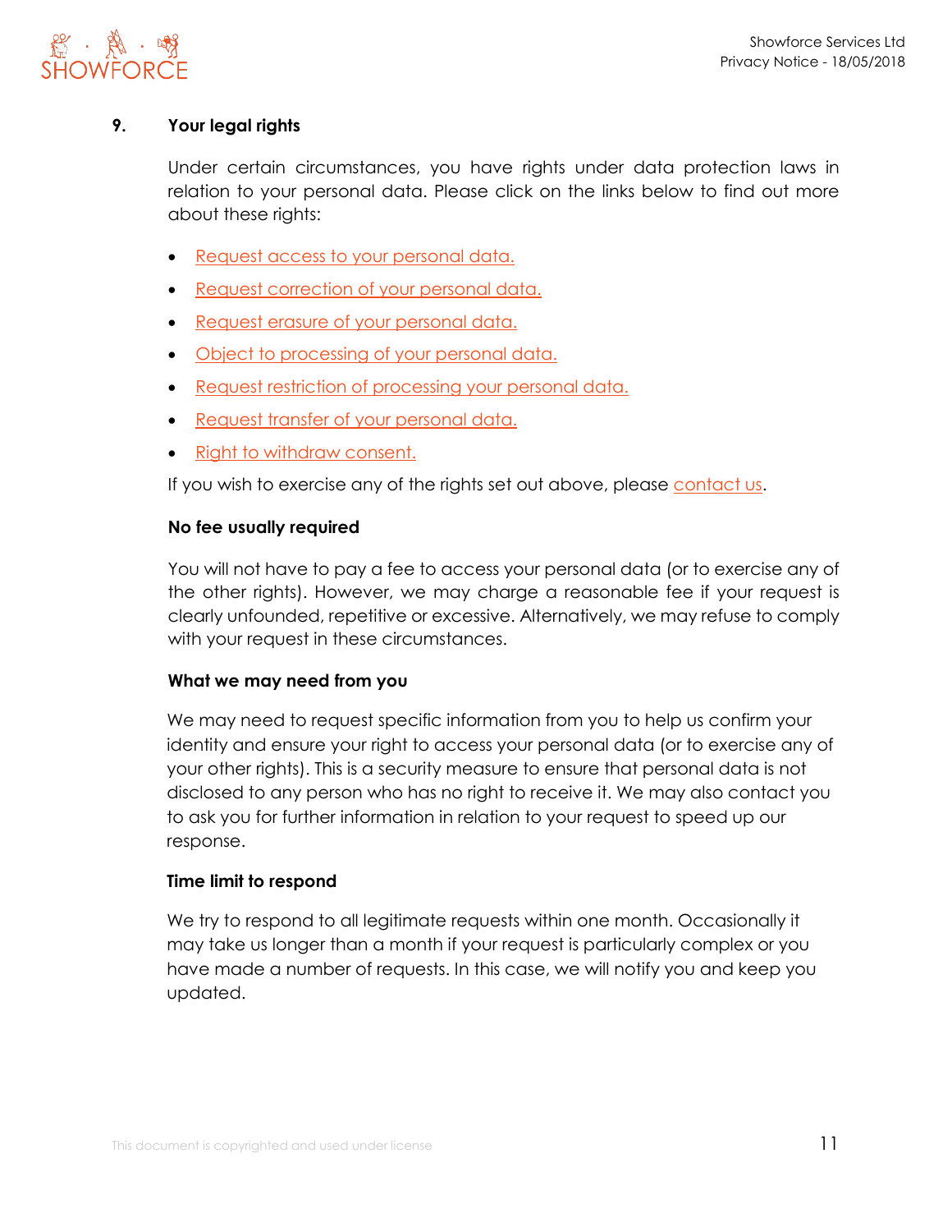## 9. Your legal rights

Under certain circumstances, you have rights under data protection laws in relation to your personal data. Please click on the links below to find out more about these rights:

- Request access to your personal data.
- Request correction of your personal data.
- Request erasure of your personal data.
- Object to processing of your personal data.
- Request restriction of processing your personal data.
- Request transfer of your personal data.
- Right to withdraw consent.

If you wish to exercise any of the rights set out above, please contact us.

**No fee usually required**

You will not have to pay a fee to access your personal data (or to exercise any of the other rights). However, we may charge a reasonable fee if your request is clearly unfounded, repetitive or excessive. Alternatively, we may refuse to comply with your request in these circumstances.

**What we may need from you**

We may need to request specific information from you to help us confirm your identity and ensure your right to access your personal data (or to exercise any of your other rights). This is a security measure to ensure that personal data is not disclosed to any person who has no right to receive it. We may also contact you to ask you for further information in relation to your request to speed up our response.

**Time limit to respond**

We try to respond to all legitimate requests within one month. Occasionally it may take us longer than a month if your request is particularly complex or you have made a number of requests. In this case, we will notify you and keep you updated.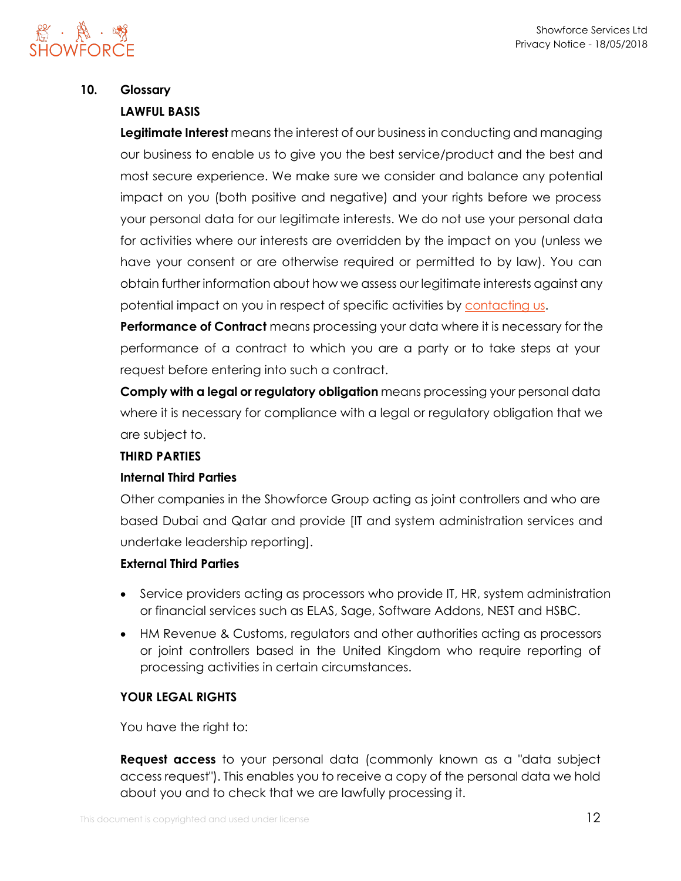## 10. Glossary

**LAWFUL BASIS**

**Legitimate Interest** means the interest of our business in conducting and managing our business to enable us to give you the best service/product and the best and most secure experience. We make sure we consider and balance any potential impact on you (both positive and negative) and your rights before we process your personal data for our legitimate interests. We do not use your personal data for activities where our interests are overridden by the impact on you (unless we have your consent or are otherwise required or permitted to by law). You can obtain further information about how we assess our legitimate interests against any potential impact on you in respect of specific activities by contacting us.

**Performance of Contract** means processing your data where it is necessary for the performance of a contract to which you are a party or to take steps at your request before entering into such a contract.

**Comply with a legal or regulatory obligation** means processing your personal data where it is necessary for compliance with a legal or regulatory obligation that we are subject to.

**THIRD PARTIES**

**Internal Third Parties**

Other companies in the Showforce Group acting as joint controllers and who are based Dubai and Qatar and provide [IT and system administration services and undertake leadership reporting].

**External Third Parties**

- Service providers acting as processors who provide IT, HR, system administration or financial services such as ELAS, Sage, Software Addons, NEST and HSBC.
- HM Revenue & Customs, regulators and other authorities acting as processors or joint controllers based in the United Kingdom who require reporting of processing activities in certain circumstances.

**YOUR LEGAL RIGHTS**

You have the right to:

**Request access** to your personal data (commonly known as a "data subject access request"). This enables you to receive a copy of the personal data we hold about you and to check that we are lawfully processing it.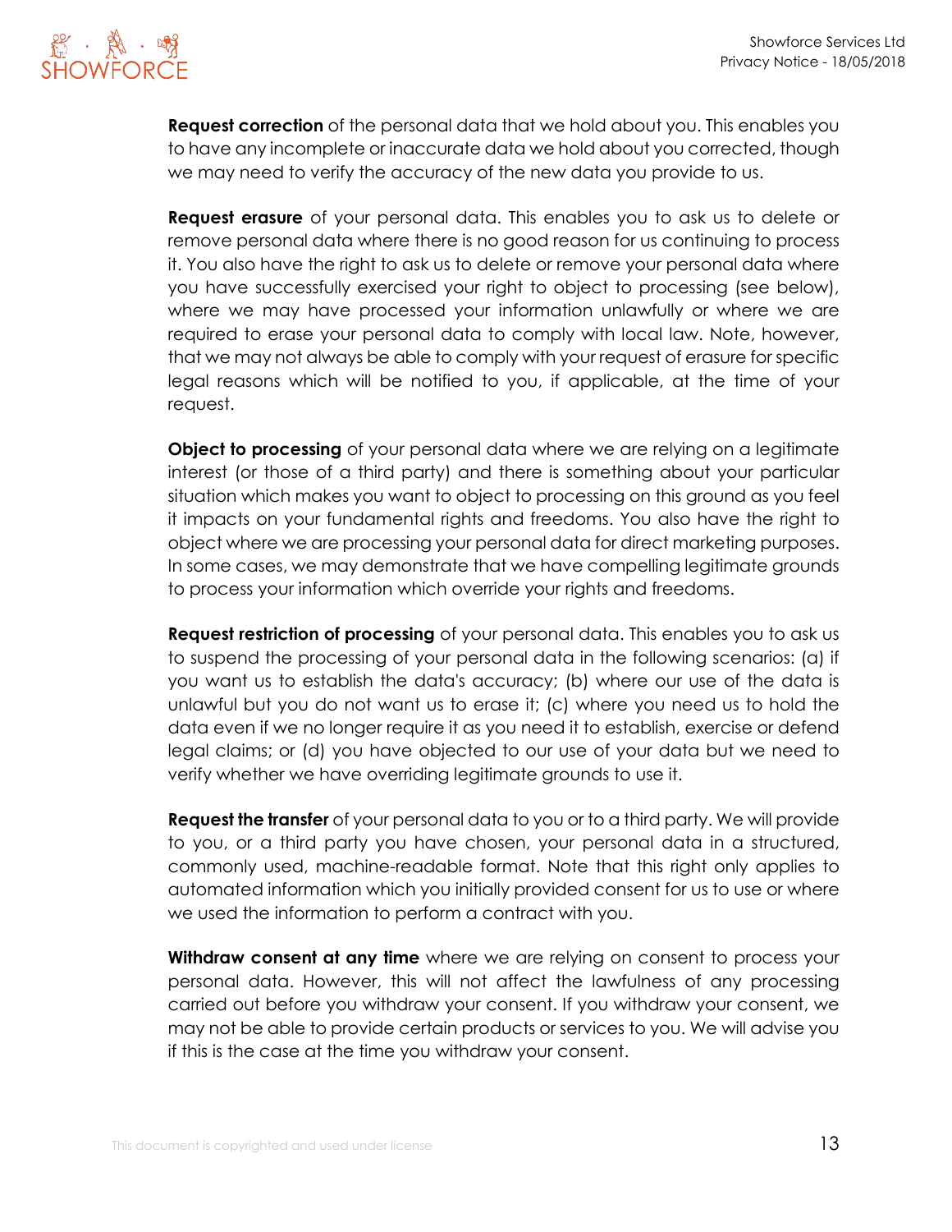**Request correction** of the personal data that we hold about you. This enables you to have any incomplete or inaccurate data we hold about you corrected, though we may need to verify the accuracy of the new data you provide to us.

**Request erasure** of your personal data. This enables you to ask us to delete or remove personal data where there is no good reason for us continuing to process it. You also have the right to ask us to delete or remove your personal data where you have successfully exercised your right to object to processing (see below), where we may have processed your information unlawfully or where we are required to erase your personal data to comply with local law. Note, however, that we may not always be able to comply with your request of erasure for specific legal reasons which will be notified to you, if applicable, at the time of your request.

**Object to processing** of your personal data where we are relying on a legitimate interest (or those of a third party) and there is something about your particular situation which makes you want to object to processing on this ground as you feel it impacts on your fundamental rights and freedoms. You also have the right to object where we are processing your personal data for direct marketing purposes. In some cases, we may demonstrate that we have compelling legitimate grounds to process your information which override your rights and freedoms.

**Request restriction of processing** of your personal data. This enables you to ask us to suspend the processing of your personal data in the following scenarios: (a) if you want us to establish the data's accuracy; (b) where our use of the data is unlawful but you do not want us to erase it; (c) where you need us to hold the data even if we no longer require it as you need it to establish, exercise or defend legal claims; or (d) you have objected to our use of your data but we need to verify whether we have overriding legitimate grounds to use it.

**Request the transfer** of your personal data to you or to a third party. We will provide to you, or a third party you have chosen, your personal data in a structured, commonly used, machine-readable format. Note that this right only applies to automated information which you initially provided consent for us to use or where we used the information to perform a contract with you.

**Withdraw consent at any time** where we are relying on consent to process your personal data. However, this will not affect the lawfulness of any processing carried out before you withdraw your consent. If you withdraw your consent, we may not be able to provide certain products or services to you. We will advise you if this is the case at the time you withdraw your consent.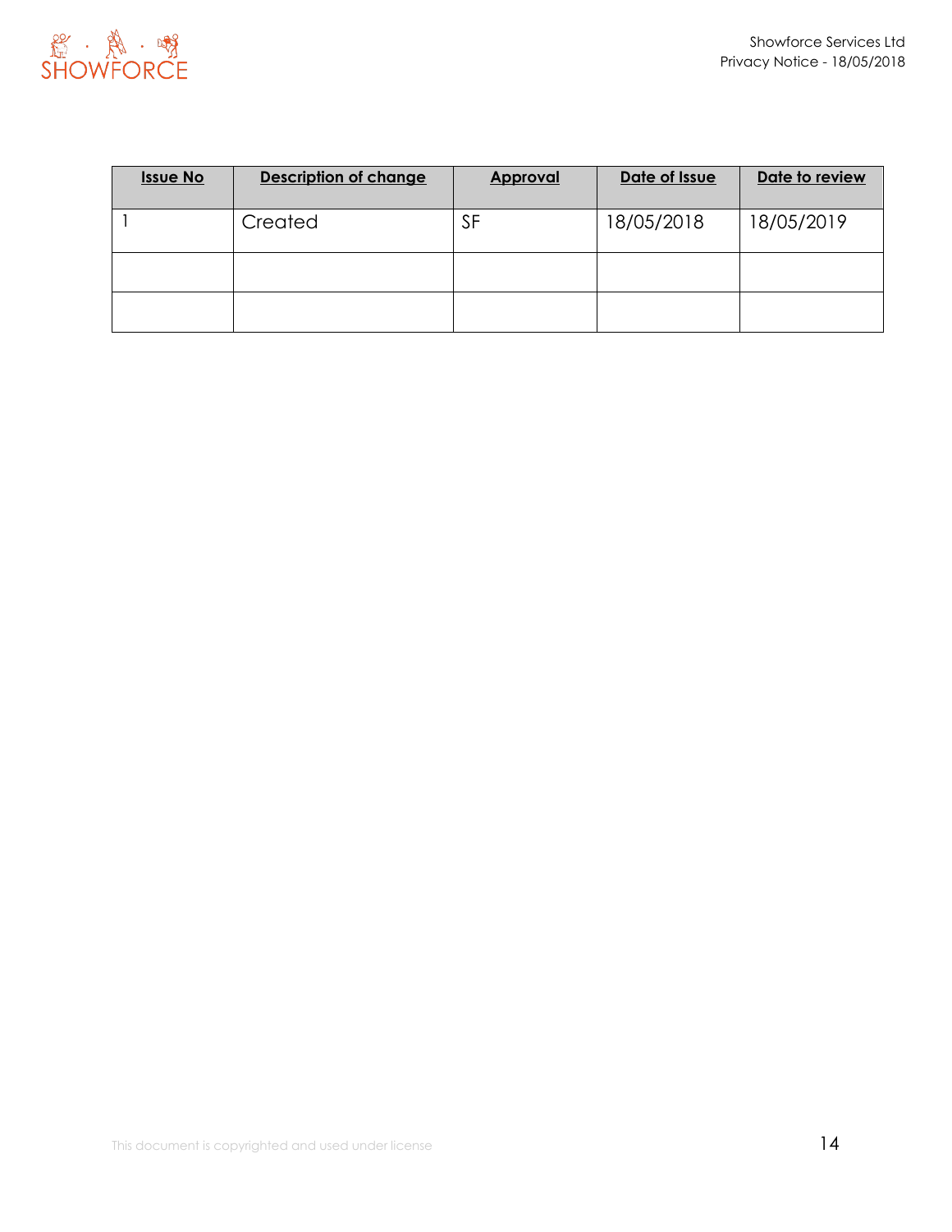| Issue No | Description of change | Approval | Date of Issue | Date to review |
|---|---|---|---|---|
| 1 | Created | SF | 18/05/2018 | 18/05/2019 |
| | | | | |
| | | | | |

This document is copyrighted and used under license